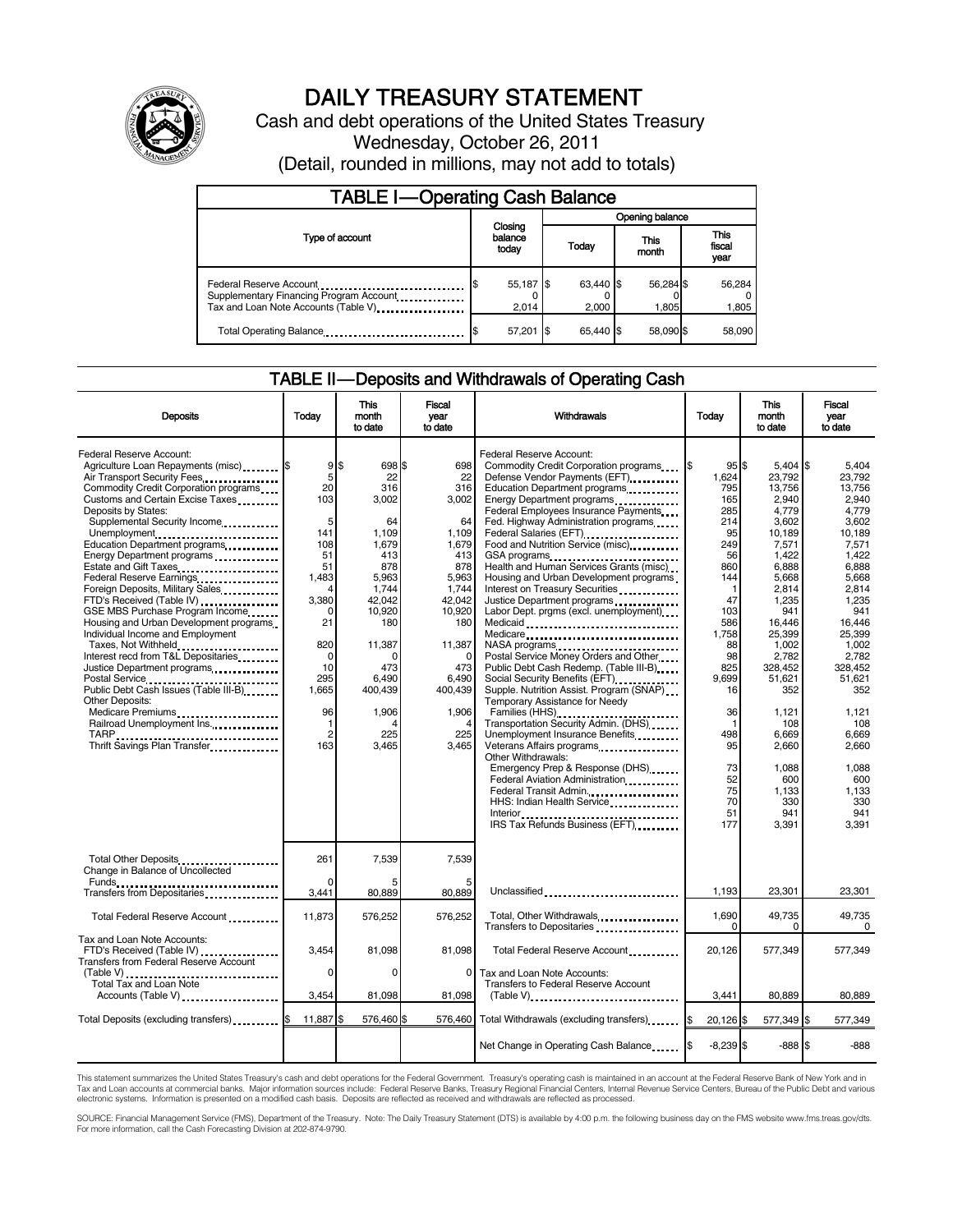# DAILY TREASURY STATEMENT

Cash and debt operations of the United States Treasury

Wednesday, October 26, 2011

(Detail, rounded in millions, may not add to totals)

## TABLE I—Operating Cash Balance

| Type of account | Closing balance today | Opening balance Today | Opening balance This month | Opening balance This fiscal year |
|---|---|---|---|---|
| Federal Reserve Account | $ 55,187 | $ 63,440 | $ 56,284 | $ 56,284 |
| Supplementary Financing Program Account | 0 | 0 | 0 | 0 |
| Tax and Loan Note Accounts (Table V) | 2,014 | 2,000 | 1,805 | 1,805 |
| Total Operating Balance | $ 57,201 | $ 65,440 | $ 58,090 | $ 58,090 |

## TABLE II—Deposits and Withdrawals of Operating Cash

| Deposits | Today | This month to date | Fiscal year to date |
|---|---|---|---|
| Federal Reserve Account: | | | |
| Agriculture Loan Repayments (misc) | $ 9 | $ 698 | $ 698 |
| Air Transport Security Fees | 5 | 22 | 22 |
| Commodity Credit Corporation programs | 20 | 316 | 316 |
| Customs and Certain Excise Taxes | 103 | 3,002 | 3,002 |
| Deposits by States: | | | |
| Supplemental Security Income | 5 | 64 | 64 |
| Unemployment | 141 | 1,109 | 1,109 |
| Education Department programs | 108 | 1,679 | 1,679 |
| Energy Department programs | 51 | 413 | 413 |
| Estate and Gift Taxes | 51 | 878 | 878 |
| Federal Reserve Earnings | 1,483 | 5,963 | 5,963 |
| Foreign Deposits, Military Sales | 4 | 1,744 | 1,744 |
| FTD's Received (Table IV) | 3,380 | 42,042 | 42,042 |
| GSE MBS Purchase Program Income | 0 | 10,920 | 10,920 |
| Housing and Urban Development programs | 21 | 180 | 180 |
| Individual Income and Employment Taxes, Not Withheld | 820 | 11,387 | 11,387 |
| Interest recd from T&L Depositaries | 0 | 0 | 0 |
| Justice Department programs | 10 | 473 | 473 |
| Postal Service | 295 | 6,490 | 6,490 |
| Public Debt Cash Issues (Table III-B) | 1,665 | 400,439 | 400,439 |
| Other Deposits: | | | |
| Medicare Premiums | 96 | 1,906 | 1,906 |
| Railroad Unemployment Ins. | 1 | 4 | 4 |
| TARP | 2 | 225 | 225 |
| Thrift Savings Plan Transfer | 163 | 3,465 | 3,465 |
| Total Other Deposits | 261 | 7,539 | 7,539 |
| Change in Balance of Uncollected Funds | 0 | 5 | 5 |
| Transfers from Depositaries | 3,441 | 80,889 | 80,889 |
| Total Federal Reserve Account | 11,873 | 576,252 | 576,252 |
| Tax and Loan Note Accounts: | | | |
| FTD's Received (Table IV) | 3,454 | 81,098 | 81,098 |
| Transfers from Federal Reserve Account (Table V) | 0 | 0 | 0 |
| Total Tax and Loan Note Accounts (Table V) | 3,454 | 81,098 | 81,098 |
| Total Deposits (excluding transfers) | $ 11,887 | $ 576,460 | $ 576,460 |

| Withdrawals | Today | This month to date | Fiscal year to date |
|---|---|---|---|
| Federal Reserve Account: | | | |
| Commodity Credit Corporation programs | $ 95 | $ 5,404 | $ 5,404 |
| Defense Vendor Payments (EFT) | 1,624 | 23,792 | 23,792 |
| Education Department programs | 795 | 13,756 | 13,756 |
| Energy Department programs | 165 | 2,940 | 2,940 |
| Federal Employees Insurance Payments | 285 | 4,779 | 4,779 |
| Fed. Highway Administration programs | 214 | 3,602 | 3,602 |
| Federal Salaries (EFT) | 95 | 10,189 | 10,189 |
| Food and Nutrition Service (misc) | 249 | 7,571 | 7,571 |
| GSA programs | 56 | 1,422 | 1,422 |
| Health and Human Services Grants (misc) | 860 | 6,888 | 6,888 |
| Housing and Urban Development programs | 144 | 5,668 | 5,668 |
| Interest on Treasury Securities | 1 | 2,814 | 2,814 |
| Justice Department programs | 47 | 1,235 | 1,235 |
| Labor Dept. prgms (excl. unemployment) | 103 | 941 | 941 |
| Medicaid | 586 | 16,446 | 16,446 |
| Medicare | 1,758 | 25,399 | 25,399 |
| NASA programs | 88 | 1,002 | 1,002 |
| Postal Service Money Orders and Other | 98 | 2,782 | 2,782 |
| Public Debt Cash Redemp. (Table III-B) | 825 | 328,452 | 328,452 |
| Social Security Benefits (EFT) | 9,699 | 51,621 | 51,621 |
| Supple. Nutrition Assist. Program (SNAP) | 16 | 352 | 352 |
| Temporary Assistance for Needy Families (HHS) | 36 | 1,121 | 1,121 |
| Transportation Security Admin. (DHS) | 1 | 108 | 108 |
| Unemployment Insurance Benefits | 498 | 6,669 | 6,669 |
| Veterans Affairs programs | 95 | 2,660 | 2,660 |
| Other Withdrawals: | | | |
| Emergency Prep & Response (DHS) | 73 | 1,088 | 1,088 |
| Federal Aviation Administration | 52 | 600 | 600 |
| Federal Transit Admin. | 75 | 1,133 | 1,133 |
| HHS: Indian Health Service | 70 | 330 | 330 |
| Interior | 51 | 941 | 941 |
| IRS Tax Refunds Business (EFT) | 177 | 3,391 | 3,391 |
| Unclassified | 1,193 | 23,301 | 23,301 |
| Total, Other Withdrawals | 1,690 | 49,735 | 49,735 |
| Transfers to Depositaries | 0 | 0 | 0 |
| Total Federal Reserve Account | 20,126 | 577,349 | 577,349 |
| Tax and Loan Note Accounts: | | | |
| Transfers to Federal Reserve Account (Table V) | 3,441 | 80,889 | 80,889 |
| Total Withdrawals (excluding transfers) | $ 20,126 | $ 577,349 | $ 577,349 |
| Net Change in Operating Cash Balance | $ -8,239 | $ -888 | $ -888 |

This statement summarizes the United States Treasury's cash and debt operations for the Federal Government. Treasury's operating cash is maintained in an account at the Federal Reserve Bank of New York and in Tax and Loan accounts at commercial banks. Major information sources include: Federal Reserve Banks, Treasury Regional Financial Centers, Internal Revenue Service Centers, Bureau of the Public Debt and various electronic systems. Information is presented on a modified cash basis. Deposits are reflected as received and withdrawals are reflected as processed.

SOURCE: Financial Management Service (FMS), Department of the Treasury. Note: The Daily Treasury Statement (DTS) is available by 4:00 p.m. the following business day on the FMS website www.fms.treas.gov/dts. For more information, call the Cash Forecasting Division at 202-874-9790.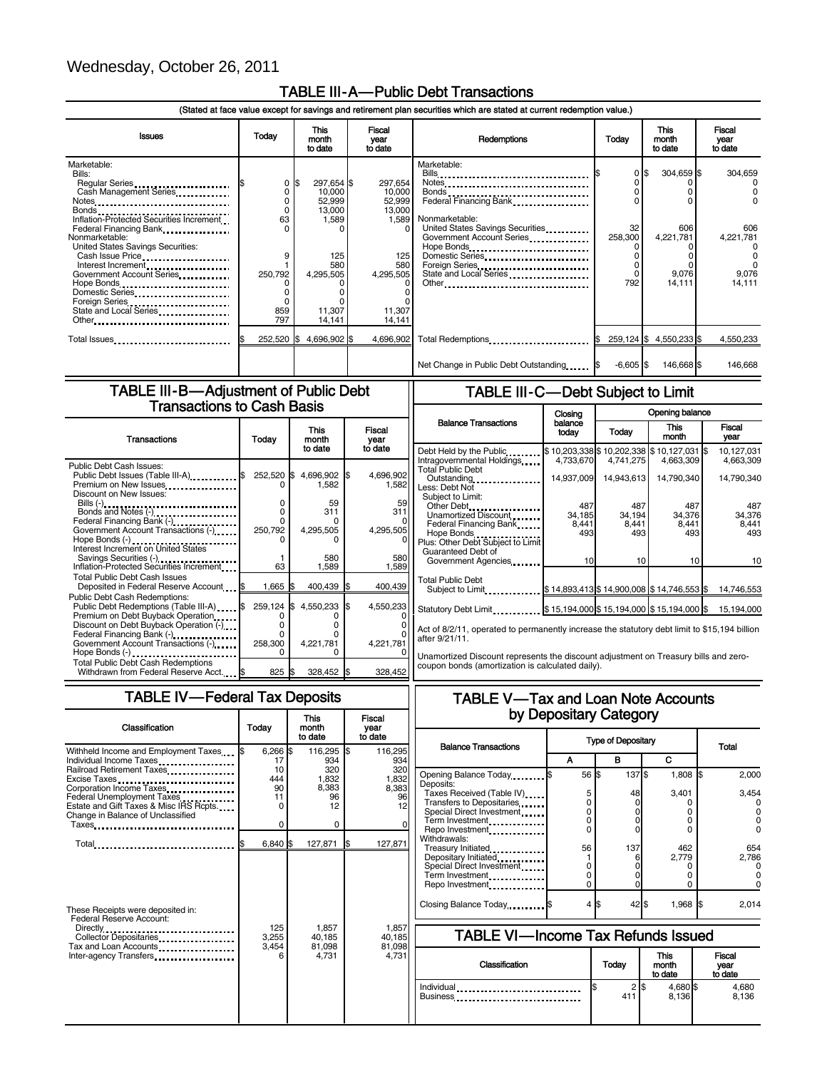Wednesday, October 26, 2011

## TABLE III-A—Public Debt Transactions

(Stated at face value except for savings and retirement plan securities which are stated at current redemption value.)

| Issues | Today | This month to date | Fiscal year to date |
|---|---|---|---|
| Marketable: | | | |
| Bills: | | | |
| Regular Series | $ 0 | $ 297,654 | $ 297,654 |
| Cash Management Series | 0 | 10,000 | 10,000 |
| Notes | 0 | 52,999 | 52,999 |
| Bonds | 0 | 13,000 | 13,000 |
| Inflation-Protected Securities Increment | 63 | 1,589 | 1,589 |
| Federal Financing Bank | 0 | 0 | 0 |
| Nonmarketable: | | | |
| United States Savings Securities: | | | |
| Cash Issue Price | 9 | 125 | 125 |
| Interest Increment | 1 | 580 | 580 |
| Government Account Series | 250,792 | 4,295,505 | 4,295,505 |
| Hope Bonds | 0 | 0 | 0 |
| Domestic Series | 0 | 0 | 0 |
| Foreign Series | 0 | 0 | 0 |
| State and Local Series | 859 | 11,307 | 11,307 |
| Other | 797 | 14,141 | 14,141 |
| Total Issues | $ 252,520 | $ 4,696,902 | $ 4,696,902 |

| Redemptions | Today | This month to date | Fiscal year to date |
|---|---|---|---|
| Marketable: | | | |
| Bills | $ 0 | $ 304,659 | $ 304,659 |
| Notes | 0 | 0 | 0 |
| Bonds | 0 | 0 | 0 |
| Federal Financing Bank | 0 | 0 | 0 |
| Nonmarketable: | | | |
| United States Savings Securities | 32 | 606 | 606 |
| Government Account Series | 258,300 | 4,221,781 | 4,221,781 |
| Hope Bonds | 0 | 0 | 0 |
| Domestic Series | 0 | 0 | 0 |
| Foreign Series | 0 | 0 | 0 |
| State and Local Series | 0 | 9,076 | 9,076 |
| Other | 792 | 14,111 | 14,111 |
| Total Redemptions | $ 259,124 | $ 4,550,233 | $ 4,550,233 |
| Net Change in Public Debt Outstanding | $ -6,605 | $ 146,668 | $ 146,668 |

## TABLE III-B—Adjustment of Public Debt Transactions to Cash Basis

| Transactions | Today | This month to date | Fiscal year to date |
|---|---|---|---|
| Public Debt Cash Issues: | | | |
| Public Debt Issues (Table III-A) | $ 252,520 | $ 4,696,902 | $ 4,696,902 |
| Premium on New Issues | 0 | 1,582 | 1,582 |
| Discount on New Issues: | | | |
| Bills (-) | 0 | 59 | 59 |
| Bonds and Notes (-) | 0 | 311 | 311 |
| Federal Financing Bank (-) | 0 | 0 | 0 |
| Government Account Transactions (-) | 250,792 | 4,295,505 | 4,295,505 |
| Hope Bonds (-) | 0 | 0 | 0 |
| Interest Increment on United States Savings Securities (-) | 1 | 580 | 580 |
| Inflation-Protected Securities Increment | 63 | 1,589 | 1,589 |
| Total Public Debt Cash Issues Deposited in Federal Reserve Account | $ 1,665 | $ 400,439 | $ 400,439 |
| Public Debt Cash Redemptions: | | | |
| Public Debt Redemptions (Table III-A) | $ 259,124 | $ 4,550,233 | $ 4,550,233 |
| Premium on Debt Buyback Operation | 0 | 0 | 0 |
| Discount on Debt Buyback Operation (-) | 0 | 0 | 0 |
| Federal Financing Bank (-) | 0 | 0 | 0 |
| Government Account Transactions (-) | 258,300 | 4,221,781 | 4,221,781 |
| Hope Bonds (-) | 0 | 0 | 0 |
| Total Public Debt Cash Redemptions Withdrawn from Federal Reserve Acct. | $ 825 | $ 328,452 | $ 328,452 |

## TABLE III-C—Debt Subject to Limit

| Balance Transactions | Closing balance today | Opening balance Today | Opening balance This month | Opening balance Fiscal year |
|---|---|---|---|---|
| Debt Held by the Public | $ 10,203,338 | $ 10,202,338 | $ 10,127,031 | $ 10,127,031 |
| Intragovernmental Holdings | 4,733,670 | 4,741,275 | 4,663,309 | 4,663,309 |
| Total Public Debt Outstanding | 14,937,009 | 14,943,613 | 14,790,340 | 14,790,340 |
| Less: Debt Not Subject to Limit: | | | | |
| Other Debt | 487 | 487 | 487 | 487 |
| Unamortized Discount | 34,185 | 34,194 | 34,376 | 34,376 |
| Federal Financing Bank | 8,441 | 8,441 | 8,441 | 8,441 |
| Hope Bonds | 493 | 493 | 493 | 493 |
| Plus: Other Debt Subject to Limit Guaranteed Debt of Government Agencies | 10 | 10 | 10 | 10 |
| Total Public Debt Subject to Limit | $ 14,893,413 | $ 14,900,008 | $ 14,746,553 | $ 14,746,553 |
| Statutory Debt Limit | $ 15,194,000 | $ 15,194,000 | $ 15,194,000 | $ 15,194,000 |

Act of 8/2/11, operated to permanently increase the statutory debt limit to $15,194 billion after 9/21/11.

Unamortized Discount represents the discount adjustment on Treasury bills and zero-coupon bonds (amortization is calculated daily).

## TABLE IV—Federal Tax Deposits

| Classification | Today | This month to date | Fiscal year to date |
|---|---|---|---|
| Withheld Income and Employment Taxes | $ 6,266 | $ 116,295 | $ 116,295 |
| Individual Income Taxes | 17 | 934 | 934 |
| Railroad Retirement Taxes | 10 | 320 | 320 |
| Excise Taxes | 444 | 1,832 | 1,832 |
| Corporation Income Taxes | 90 | 8,383 | 8,383 |
| Federal Unemployment Taxes | 11 | 96 | 96 |
| Estate and Gift Taxes & Misc IRS Rcpts. | 0 | 12 | 12 |
| Change in Balance of Unclassified Taxes | 0 | 0 | 0 |
| Total | $ 6,840 | $ 127,871 | $ 127,871 |
| These Receipts were deposited in: | | | |
| Federal Reserve Account: | | | |
| Directly | 125 | 1,857 | 1,857 |
| Collector Depositaries | 3,255 | 40,185 | 40,185 |
| Tax and Loan Accounts | 3,454 | 81,098 | 81,098 |
| Inter-agency Transfers | 6 | 4,731 | 4,731 |

## TABLE V—Tax and Loan Note Accounts by Depositary Category

| Balance Transactions | Type of Depositary A | Type of Depositary B | Type of Depositary C | Total |
|---|---|---|---|---|
| Opening Balance Today | $ 56 | $ 137 | $ 1,808 | $ 2,000 |
| Deposits: | | | | |
| Taxes Received (Table IV) | 5 | 48 | 3,401 | 3,454 |
| Transfers to Depositaries | 0 | 0 | 0 | 0 |
| Special Direct Investment | 0 | 0 | 0 | 0 |
| Term Investment | 0 | 0 | 0 | 0 |
| Repo Investment | 0 | 0 | 0 | 0 |
| Withdrawals: | | | | |
| Treasury Initiated | 56 | 137 | 462 | 654 |
| Depositary Initiated | 1 | 6 | 2,779 | 2,786 |
| Special Direct Investment | 0 | 0 | 0 | 0 |
| Term Investment | 0 | 0 | 0 | 0 |
| Repo Investment | 0 | 0 | 0 | 0 |
| Closing Balance Today | $ 4 | $ 42 | $ 1,968 | $ 2,014 |

## TABLE VI—Income Tax Refunds Issued

| Classification | Today | This month to date | Fiscal year to date |
|---|---|---|---|
| Individual | $ 2 | $ 4,680 | $ 4,680 |
| Business | 411 | 8,136 | 8,136 |